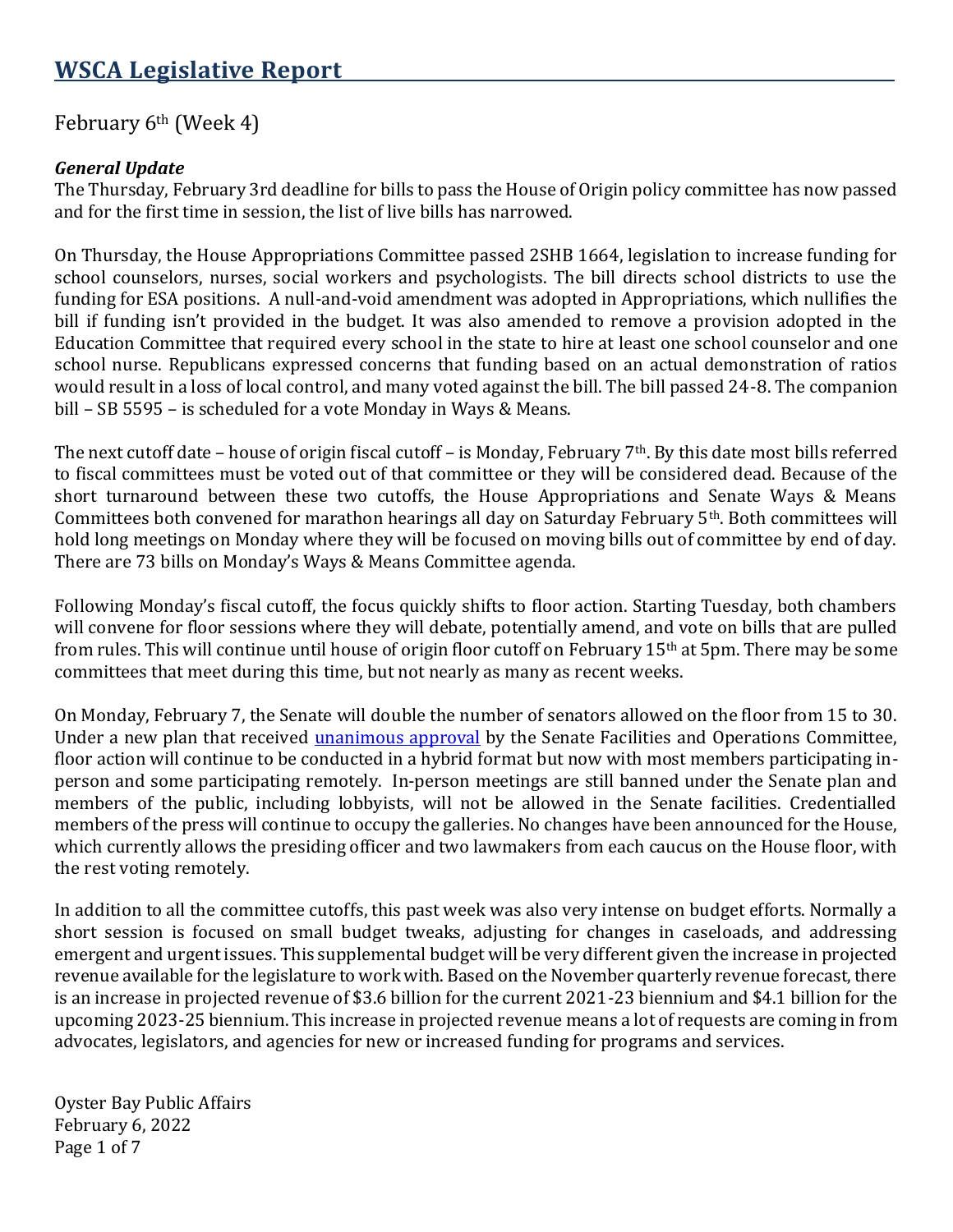# WSCA Legislative Report

February 6th (Week 4)

***General Update***

The Thursday, February 3rd deadline for bills to pass the House of Origin policy committee has now passed and for the first time in session, the list of live bills has narrowed.

On Thursday, the House Appropriations Committee passed 2SHB 1664, legislation to increase funding for school counselors, nurses, social workers and psychologists. The bill directs school districts to use the funding for ESA positions. A null-and-void amendment was adopted in Appropriations, which nullifies the bill if funding isn't provided in the budget. It was also amended to remove a provision adopted in the Education Committee that required every school in the state to hire at least one school counselor and one school nurse. Republicans expressed concerns that funding based on an actual demonstration of ratios would result in a loss of local control, and many voted against the bill. The bill passed 24-8. The companion bill – SB 5595 – is scheduled for a vote Monday in Ways & Means.

The next cutoff date – house of origin fiscal cutoff – is Monday, February 7th. By this date most bills referred to fiscal committees must be voted out of that committee or they will be considered dead. Because of the short turnaround between these two cutoffs, the House Appropriations and Senate Ways & Means Committees both convened for marathon hearings all day on Saturday February 5th. Both committees will hold long meetings on Monday where they will be focused on moving bills out of committee by end of day. There are 73 bills on Monday's Ways & Means Committee agenda.

Following Monday's fiscal cutoff, the focus quickly shifts to floor action. Starting Tuesday, both chambers will convene for floor sessions where they will debate, potentially amend, and vote on bills that are pulled from rules. This will continue until house of origin floor cutoff on February 15th at 5pm. There may be some committees that meet during this time, but not nearly as many as recent weeks.

On Monday, February 7, the Senate will double the number of senators allowed on the floor from 15 to 30. Under a new plan that received unanimous approval by the Senate Facilities and Operations Committee, floor action will continue to be conducted in a hybrid format but now with most members participating in-person and some participating remotely. In-person meetings are still banned under the Senate plan and members of the public, including lobbyists, will not be allowed in the Senate facilities. Credentialled members of the press will continue to occupy the galleries. No changes have been announced for the House, which currently allows the presiding officer and two lawmakers from each caucus on the House floor, with the rest voting remotely.

In addition to all the committee cutoffs, this past week was also very intense on budget efforts. Normally a short session is focused on small budget tweaks, adjusting for changes in caseloads, and addressing emergent and urgent issues. This supplemental budget will be very different given the increase in projected revenue available for the legislature to work with. Based on the November quarterly revenue forecast, there is an increase in projected revenue of $3.6 billion for the current 2021-23 biennium and $4.1 billion for the upcoming 2023-25 biennium. This increase in projected revenue means a lot of requests are coming in from advocates, legislators, and agencies for new or increased funding for programs and services.

Oyster Bay Public Affairs
February 6, 2022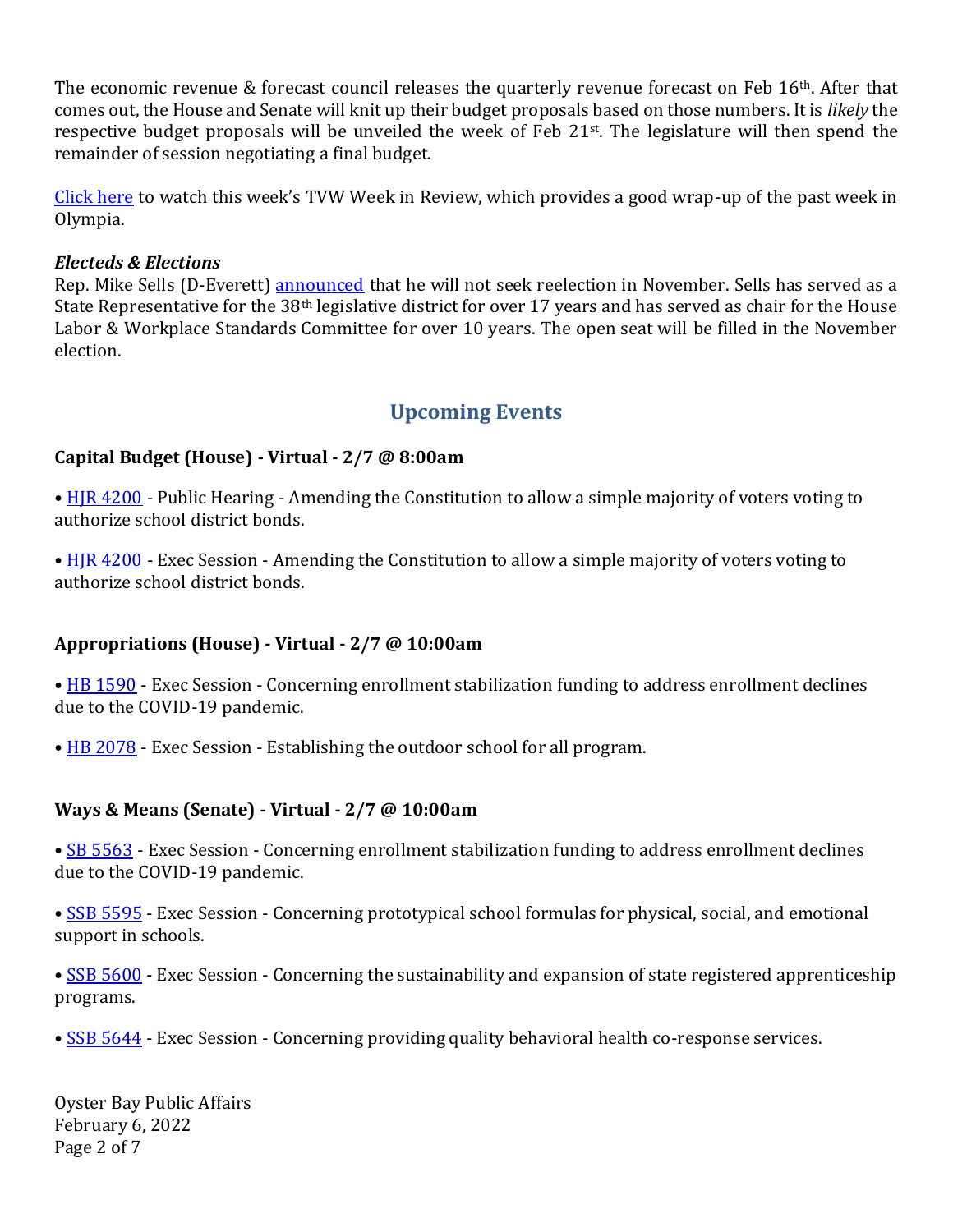The economic revenue & forecast council releases the quarterly revenue forecast on Feb 16th. After that comes out, the House and Senate will knit up their budget proposals based on those numbers. It is *likely* the respective budget proposals will be unveiled the week of Feb 21st. The legislature will then spend the remainder of session negotiating a final budget.

Click here to watch this week's TVW Week in Review, which provides a good wrap-up of the past week in Olympia.

***Electeds & Elections***

Rep. Mike Sells (D-Everett) announced that he will not seek reelection in November. Sells has served as a State Representative for the 38th legislative district for over 17 years and has served as chair for the House Labor & Workplace Standards Committee for over 10 years. The open seat will be filled in the November election.

## Upcoming Events

**Capital Budget (House) - Virtual - 2/7 @ 8:00am**

- HJR 4200 - Public Hearing - Amending the Constitution to allow a simple majority of voters voting to authorize school district bonds.
- HJR 4200 - Exec Session - Amending the Constitution to allow a simple majority of voters voting to authorize school district bonds.

**Appropriations (House) - Virtual - 2/7 @ 10:00am**

- HB 1590 - Exec Session - Concerning enrollment stabilization funding to address enrollment declines due to the COVID-19 pandemic.
- HB 2078 - Exec Session - Establishing the outdoor school for all program.

**Ways & Means (Senate) - Virtual - 2/7 @ 10:00am**

- SB 5563 - Exec Session - Concerning enrollment stabilization funding to address enrollment declines due to the COVID-19 pandemic.
- SSB 5595 - Exec Session - Concerning prototypical school formulas for physical, social, and emotional support in schools.
- SSB 5600 - Exec Session - Concerning the sustainability and expansion of state registered apprenticeship programs.
- SSB 5644 - Exec Session - Concerning providing quality behavioral health co-response services.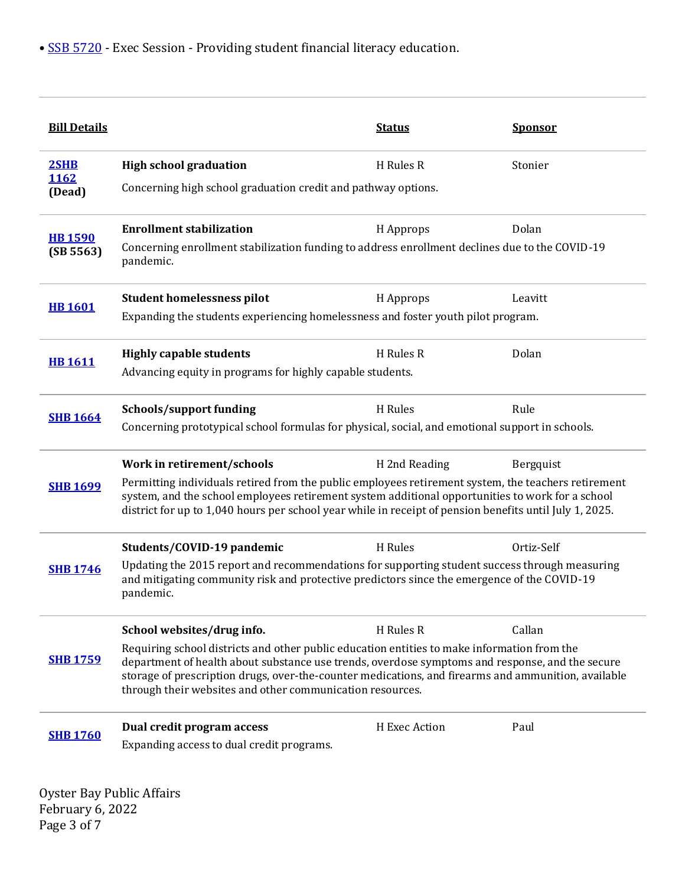- SSB 5720 - Exec Session - Providing student financial literacy education.

| Bill Details | | Status | Sponsor |
|---|---|---|---|
| **2SHB 1162 (Dead)** | **High school graduation**<br>Concerning high school graduation credit and pathway options. | H Rules R | Stonier |
| **HB 1590 (SB 5563)** | **Enrollment stabilization**<br>Concerning enrollment stabilization funding to address enrollment declines due to the COVID-19 pandemic. | H Approps | Dolan |
| **HB 1601** | **Student homelessness pilot**<br>Expanding the students experiencing homelessness and foster youth pilot program. | H Approps | Leavitt |
| **HB 1611** | **Highly capable students**<br>Advancing equity in programs for highly capable students. | H Rules R | Dolan |
| **SHB 1664** | **Schools/support funding**<br>Concerning prototypical school formulas for physical, social, and emotional support in schools. | H Rules | Rule |
| **SHB 1699** | **Work in retirement/schools**<br>Permitting individuals retired from the public employees retirement system, the teachers retirement system, and the school employees retirement system additional opportunities to work for a school district for up to 1,040 hours per school year while in receipt of pension benefits until July 1, 2025. | H 2nd Reading | Bergquist |
| **SHB 1746** | **Students/COVID-19 pandemic**<br>Updating the 2015 report and recommendations for supporting student success through measuring and mitigating community risk and protective predictors since the emergence of the COVID-19 pandemic. | H Rules | Ortiz-Self |
| **SHB 1759** | **School websites/drug info.**<br>Requiring school districts and other public education entities to make information from the department of health about substance use trends, overdose symptoms and response, and the secure storage of prescription drugs, over-the-counter medications, and firearms and ammunition, available through their websites and other communication resources. | H Rules R | Callan |
| **SHB 1760** | **Dual credit program access**<br>Expanding access to dual credit programs. | H Exec Action | Paul |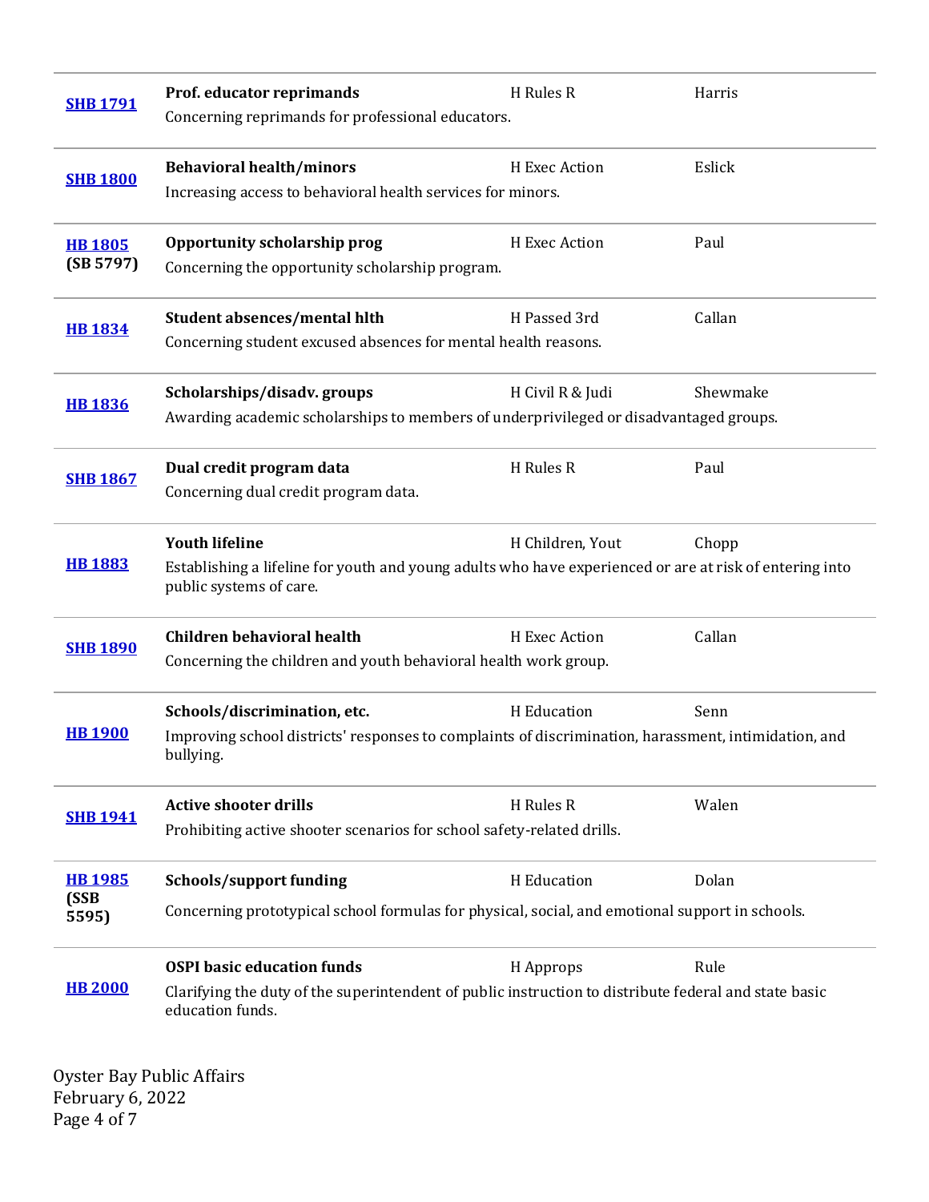| Bill | Title / Description | Status | Sponsor |
| --- | --- | --- | --- |
| **SHB 1791** | **Prof. educator reprimands**<br>Concerning reprimands for professional educators. | H Rules R | Harris |
| **SHB 1800** | **Behavioral health/minors**<br>Increasing access to behavioral health services for minors. | H Exec Action | Eslick |
| **HB 1805** **(SB 5797)** | **Opportunity scholarship prog**<br>Concerning the opportunity scholarship program. | H Exec Action | Paul |
| **HB 1834** | **Student absences/mental hlth**<br>Concerning student excused absences for mental health reasons. | H Passed 3rd | Callan |
| **HB 1836** | **Scholarships/disadv. groups**<br>Awarding academic scholarships to members of underprivileged or disadvantaged groups. | H Civil R & Judi | Shewmake |
| **SHB 1867** | **Dual credit program data**<br>Concerning dual credit program data. | H Rules R | Paul |
| **HB 1883** | **Youth lifeline**<br>Establishing a lifeline for youth and young adults who have experienced or are at risk of entering into public systems of care. | H Children, Yout | Chopp |
| **SHB 1890** | **Children behavioral health**<br>Concerning the children and youth behavioral health work group. | H Exec Action | Callan |
| **HB 1900** | **Schools/discrimination, etc.**<br>Improving school districts' responses to complaints of discrimination, harassment, intimidation, and bullying. | H Education | Senn |
| **SHB 1941** | **Active shooter drills**<br>Prohibiting active shooter scenarios for school safety-related drills. | H Rules R | Walen |
| **HB 1985** **(SSB 5595)** | **Schools/support funding**<br>Concerning prototypical school formulas for physical, social, and emotional support in schools. | H Education | Dolan |
| **HB 2000** | **OSPI basic education funds**<br>Clarifying the duty of the superintendent of public instruction to distribute federal and state basic education funds. | H Approps | Rule |

Oyster Bay Public Affairs
February 6, 2022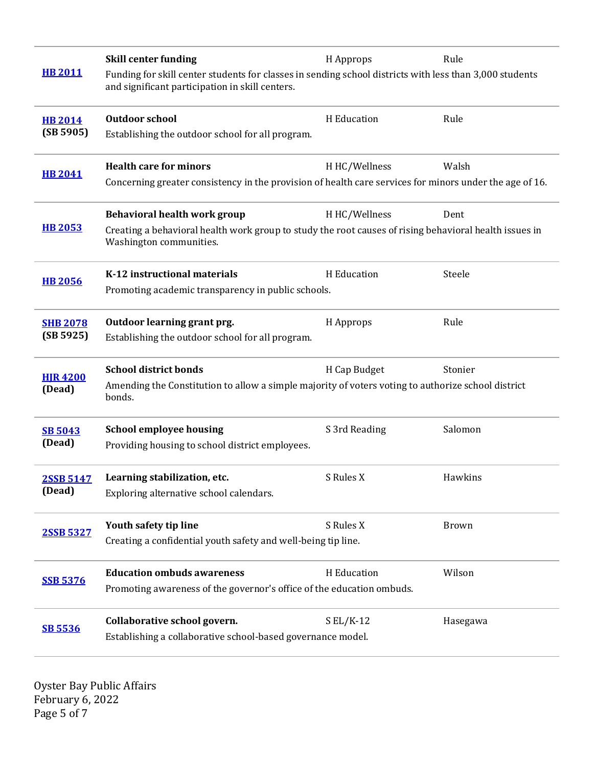| Bill | Title / Description | Committee | Sponsor |
|---|---|---|---|
| **HB 2011** | **Skill center funding**<br>Funding for skill center students for classes in sending school districts with less than 3,000 students and significant participation in skill centers. | H Approps | Rule |
| **HB 2014** (SB 5905) | **Outdoor school**<br>Establishing the outdoor school for all program. | H Education | Rule |
| **HB 2041** | **Health care for minors**<br>Concerning greater consistency in the provision of health care services for minors under the age of 16. | H HC/Wellness | Walsh |
| **HB 2053** | **Behavioral health work group**<br>Creating a behavioral health work group to study the root causes of rising behavioral health issues in Washington communities. | H HC/Wellness | Dent |
| **HB 2056** | **K-12 instructional materials**<br>Promoting academic transparency in public schools. | H Education | Steele |
| **SHB 2078** (SB 5925) | **Outdoor learning grant prg.**<br>Establishing the outdoor school for all program. | H Approps | Rule |
| **HJR 4200** (Dead) | **School district bonds**<br>Amending the Constitution to allow a simple majority of voters voting to authorize school district bonds. | H Cap Budget | Stonier |
| **SB 5043** (Dead) | **School employee housing**<br>Providing housing to school district employees. | S 3rd Reading | Salomon |
| **2SSB 5147** (Dead) | **Learning stabilization, etc.**<br>Exploring alternative school calendars. | S Rules X | Hawkins |
| **2SSB 5327** | **Youth safety tip line**<br>Creating a confidential youth safety and well-being tip line. | S Rules X | Brown |
| **SSB 5376** | **Education ombuds awareness**<br>Promoting awareness of the governor's office of the education ombuds. | H Education | Wilson |
| **SB 5536** | **Collaborative school govern.**<br>Establishing a collaborative school-based governance model. | S EL/K-12 | Hasegawa |

Oyster Bay Public Affairs
February 6, 2022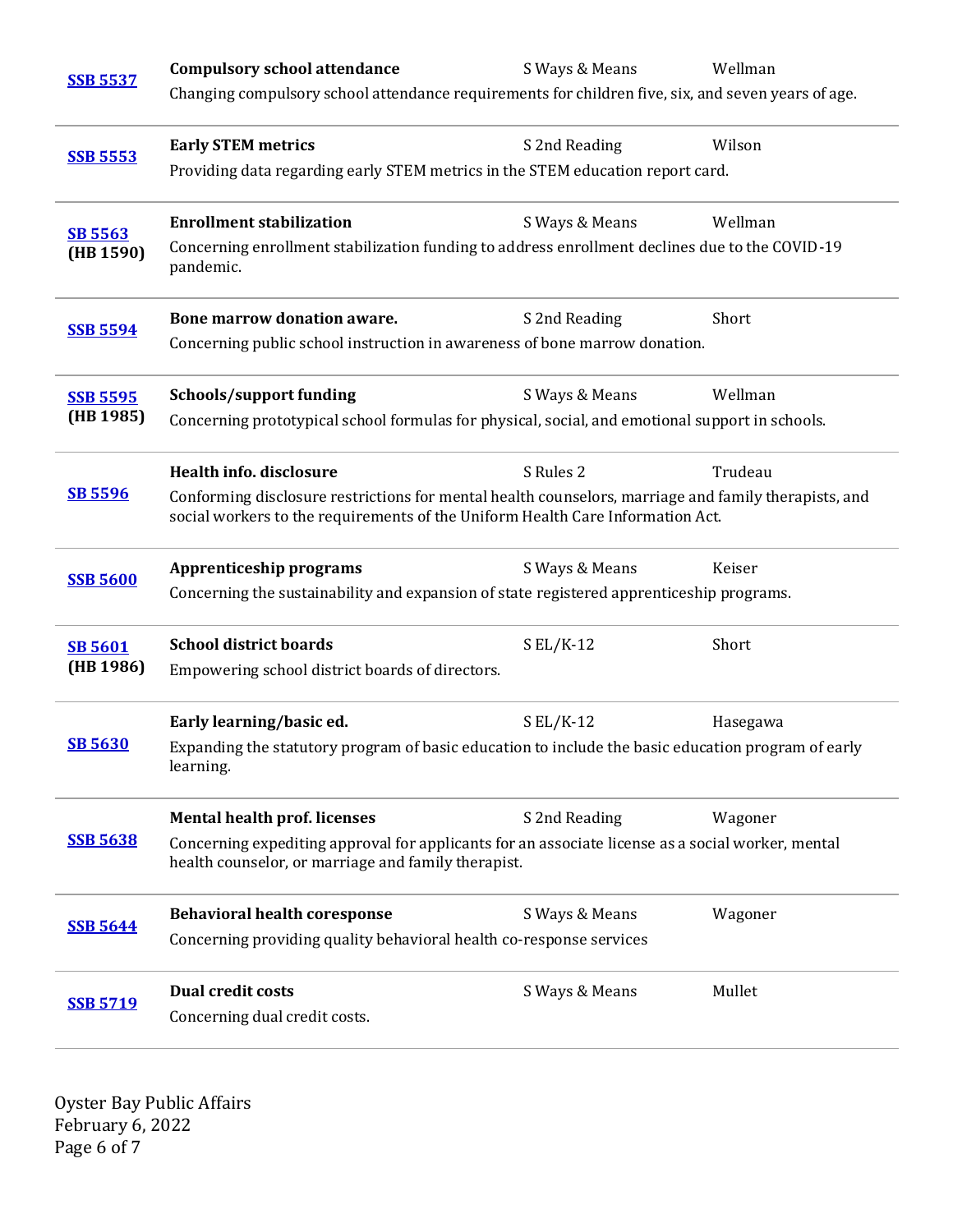| Bill | Title / Description | Status | Sponsor |
| --- | --- | --- | --- |
| [SSB 5537]() | **Compulsory school attendance**<br>Changing compulsory school attendance requirements for children five, six, and seven years of age. | S Ways & Means | Wellman |
| [SSB 5553]() | **Early STEM metrics**<br>Providing data regarding early STEM metrics in the STEM education report card. | S 2nd Reading | Wilson |
| [SB 5563]() **(HB 1590)** | **Enrollment stabilization**<br>Concerning enrollment stabilization funding to address enrollment declines due to the COVID-19 pandemic. | S Ways & Means | Wellman |
| [SSB 5594]() | **Bone marrow donation aware.**<br>Concerning public school instruction in awareness of bone marrow donation. | S 2nd Reading | Short |
| [SSB 5595]() **(HB 1985)** | **Schools/support funding**<br>Concerning prototypical school formulas for physical, social, and emotional support in schools. | S Ways & Means | Wellman |
| [SB 5596]() | **Health info. disclosure**<br>Conforming disclosure restrictions for mental health counselors, marriage and family therapists, and social workers to the requirements of the Uniform Health Care Information Act. | S Rules 2 | Trudeau |
| [SSB 5600]() | **Apprenticeship programs**<br>Concerning the sustainability and expansion of state registered apprenticeship programs. | S Ways & Means | Keiser |
| [SB 5601]() **(HB 1986)** | **School district boards**<br>Empowering school district boards of directors. | S EL/K-12 | Short |
| [SB 5630]() | **Early learning/basic ed.**<br>Expanding the statutory program of basic education to include the basic education program of early learning. | S EL/K-12 | Hasegawa |
| [SSB 5638]() | **Mental health prof. licenses**<br>Concerning expediting approval for applicants for an associate license as a social worker, mental health counselor, or marriage and family therapist. | S 2nd Reading | Wagoner |
| [SSB 5644]() | **Behavioral health coresponse**<br>Concerning providing quality behavioral health co-response services | S Ways & Means | Wagoner |
| [SSB 5719]() | **Dual credit costs**<br>Concerning dual credit costs. | S Ways & Means | Mullet |

Oyster Bay Public Affairs
February 6, 2022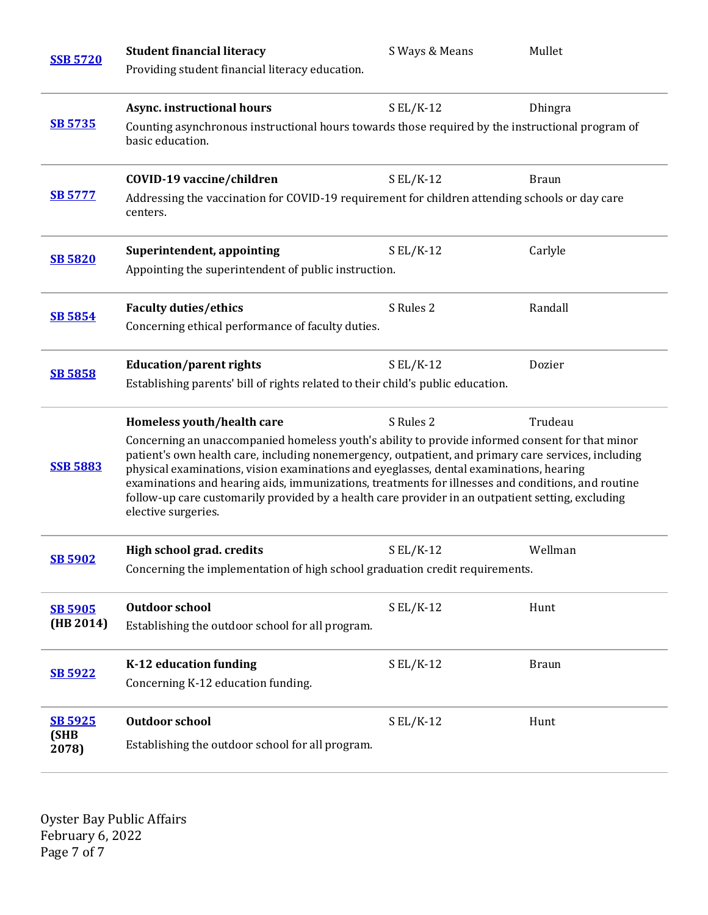| | | | |
|---|---|---|---|
| **SSB 5720** | **Student financial literacy**<br>Providing student financial literacy education. | S Ways & Means | Mullet |
| **SB 5735** | **Async. instructional hours**<br>Counting asynchronous instructional hours towards those required by the instructional program of basic education. | S EL/K-12 | Dhingra |
| **SB 5777** | **COVID-19 vaccine/children**<br>Addressing the vaccination for COVID-19 requirement for children attending schools or day care centers. | S EL/K-12 | Braun |
| **SB 5820** | **Superintendent, appointing**<br>Appointing the superintendent of public instruction. | S EL/K-12 | Carlyle |
| **SB 5854** | **Faculty duties/ethics**<br>Concerning ethical performance of faculty duties. | S Rules 2 | Randall |
| **SB 5858** | **Education/parent rights**<br>Establishing parents' bill of rights related to their child's public education. | S EL/K-12 | Dozier |
| **SSB 5883** | **Homeless youth/health care**<br>Concerning an unaccompanied homeless youth's ability to provide informed consent for that minor patient's own health care, including nonemergency, outpatient, and primary care services, including physical examinations, vision examinations and eyeglasses, dental examinations, hearing examinations and hearing aids, immunizations, treatments for illnesses and conditions, and routine follow-up care customarily provided by a health care provider in an outpatient setting, excluding elective surgeries. | S Rules 2 | Trudeau |
| **SB 5902** | **High school grad. credits**<br>Concerning the implementation of high school graduation credit requirements. | S EL/K-12 | Wellman |
| **SB 5905** **(HB 2014)** | **Outdoor school**<br>Establishing the outdoor school for all program. | S EL/K-12 | Hunt |
| **SB 5922** | **K-12 education funding**<br>Concerning K-12 education funding. | S EL/K-12 | Braun |
| **SB 5925** **(SHB 2078)** | **Outdoor school**<br>Establishing the outdoor school for all program. | S EL/K-12 | Hunt |

Oyster Bay Public Affairs
February 6, 2022